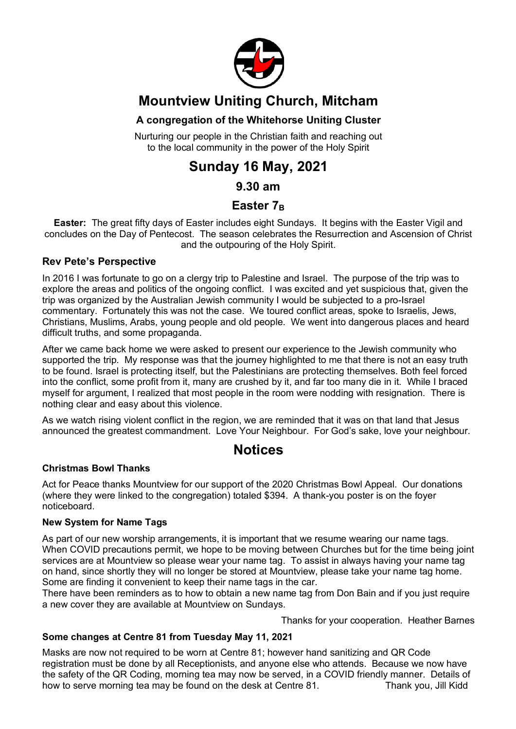# Mountview Uniting Church, Mitcham

### A congregation of the Whitehorse Uniting Cluster

Nurturing our people in the Christian faith and reaching out to the local community in the power of the Holy Spirit

# Sunday 16 May, 2021

## 9.30 am

## Easter $7_B$

**Easter:** The great fifty days of Easter includes eight Sundays. It begins with the Easter Vigil and concludes on the Day of Pentecost. The season celebrates the Resurrection and Ascension of Christ and the outpouring of the Holy Spirit.

### Rev Pete's Perspective

In 2016 I was fortunate to go on a clergy trip to Palestine and Israel. The purpose of the trip was to explore the areas and politics of the ongoing conflict. I was excited and yet suspicious that, given the trip was organized by the Australian Jewish community I would be subjected to a pro-Israel commentary. Fortunately this was not the case. We toured conflict areas, spoke to Israelis, Jews, Christians, Muslims, Arabs, young people and old people. We went into dangerous places and heard difficult truths, and some propaganda.

After we came back home we were asked to present our experience to the Jewish community who supported the trip. My response was that the journey highlighted to me that there is not an easy truth to be found. Israel is protecting itself, but the Palestinians are protecting themselves. Both feel forced into the conflict, some profit from it, many are crushed by it, and far too many die in it. While I braced myself for argument, I realized that most people in the room were nodding with resignation. There is nothing clear and easy about this violence.

As we watch rising violent conflict in the region, we are reminded that it was on that land that Jesus announced the greatest commandment. Love Your Neighbour. For God's sake, love your neighbour.

# Notices

### Christmas Bowl Thanks

Act for Peace thanks Mountview for our support of the 2020 Christmas Bowl Appeal. Our donations (where they were linked to the congregation) totaled $394. A thank-you poster is on the foyer noticeboard.

### New System for Name Tags

As part of our new worship arrangements, it is important that we resume wearing our name tags. When COVID precautions permit, we hope to be moving between Churches but for the time being joint services are at Mountview so please wear your name tag. To assist in always having your name tag on hand, since shortly they will no longer be stored at Mountview, please take your name tag home. Some are finding it convenient to keep their name tags in the car.
There have been reminders as to how to obtain a new name tag from Don Bain and if you just require a new cover they are available at Mountview on Sundays.

Thanks for your cooperation. Heather Barnes

### Some changes at Centre 81 from Tuesday May 11, 2021

Masks are now not required to be worn at Centre 81; however hand sanitizing and QR Code registration must be done by all Receptionists, and anyone else who attends. Because we now have the safety of the QR Coding, morning tea may now be served, in a COVID friendly manner. Details of how to serve morning tea may be found on the desk at Centre 81. Thank you, Jill Kidd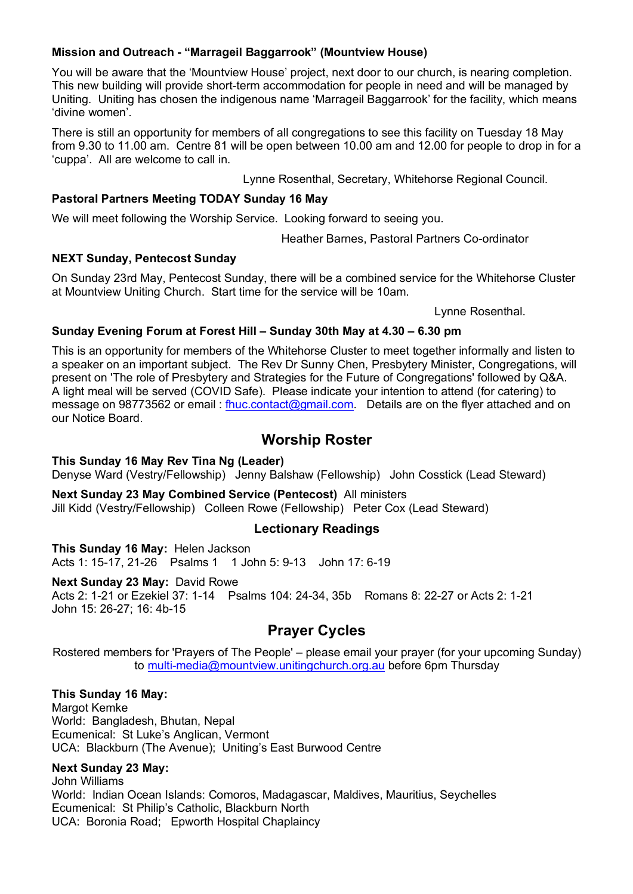**Mission and Outreach - "Marrageil Baggarrook" (Mountview House)**

You will be aware that the 'Mountview House' project, next door to our church, is nearing completion. This new building will provide short-term accommodation for people in need and will be managed by Uniting. Uniting has chosen the indigenous name 'Marrageil Baggarrook' for the facility, which means 'divine women'.

There is still an opportunity for members of all congregations to see this facility on Tuesday 18 May from 9.30 to 11.00 am. Centre 81 will be open between 10.00 am and 12.00 for people to drop in for a 'cuppa'. All are welcome to call in.

Lynne Rosenthal, Secretary, Whitehorse Regional Council.

**Pastoral Partners Meeting TODAY Sunday 16 May**

We will meet following the Worship Service. Looking forward to seeing you.

Heather Barnes, Pastoral Partners Co-ordinator

**NEXT Sunday, Pentecost Sunday**

On Sunday 23rd May, Pentecost Sunday, there will be a combined service for the Whitehorse Cluster at Mountview Uniting Church. Start time for the service will be 10am.

Lynne Rosenthal.

**Sunday Evening Forum at Forest Hill – Sunday 30th May at 4.30 – 6.30 pm**

This is an opportunity for members of the Whitehorse Cluster to meet together informally and listen to a speaker on an important subject. The Rev Dr Sunny Chen, Presbytery Minister, Congregations, will present on 'The role of Presbytery and Strategies for the Future of Congregations' followed by Q&A. A light meal will be served (COVID Safe). Please indicate your intention to attend (for catering) to message on 98773562 or email : fhuc.contact@gmail.com. Details are on the flyer attached and on our Notice Board.

## Worship Roster

**This Sunday 16 May Rev Tina Ng (Leader)**
Denyse Ward (Vestry/Fellowship) Jenny Balshaw (Fellowship) John Cosstick (Lead Steward)

**Next Sunday 23 May Combined Service (Pentecost)** All ministers
Jill Kidd (Vestry/Fellowship) Colleen Rowe (Fellowship) Peter Cox (Lead Steward)

### Lectionary Readings

**This Sunday 16 May:** Helen Jackson
Acts 1: 15-17, 21-26 Psalms 1 1 John 5: 9-13 John 17: 6-19

**Next Sunday 23 May:** David Rowe
Acts 2: 1-21 or Ezekiel 37: 1-14 Psalms 104: 24-34, 35b Romans 8: 22-27 or Acts 2: 1-21
John 15: 26-27; 16: 4b-15

## Prayer Cycles

Rostered members for 'Prayers of The People' – please email your prayer (for your upcoming Sunday) to multi-media@mountview.unitingchurch.org.au before 6pm Thursday

**This Sunday 16 May:**
Margot Kemke
World: Bangladesh, Bhutan, Nepal
Ecumenical: St Luke's Anglican, Vermont
UCA: Blackburn (The Avenue); Uniting's East Burwood Centre

**Next Sunday 23 May:**
John Williams
World: Indian Ocean Islands: Comoros, Madagascar, Maldives, Mauritius, Seychelles
Ecumenical: St Philip's Catholic, Blackburn North
UCA: Boronia Road; Epworth Hospital Chaplaincy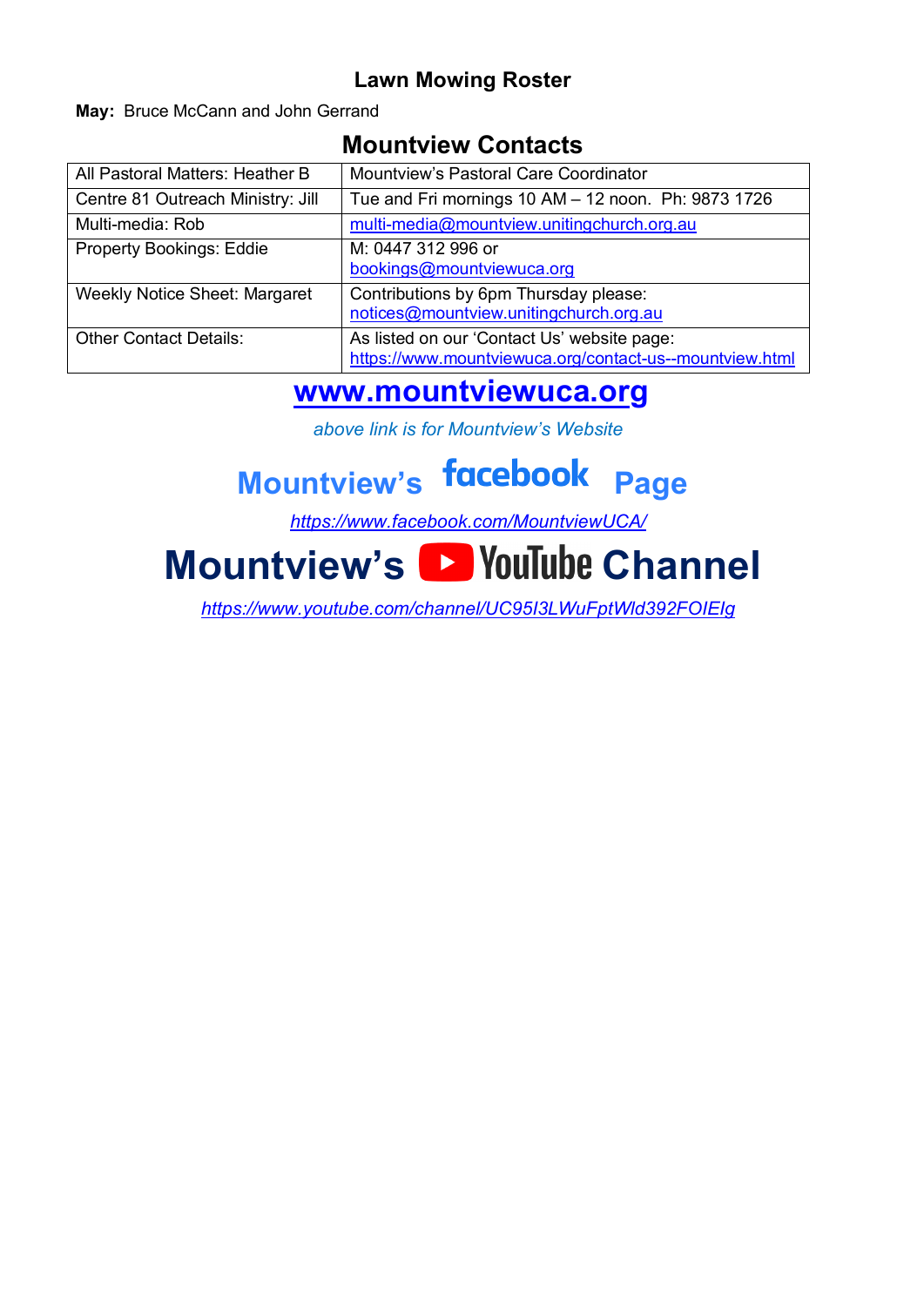## Lawn Mowing Roster

**May:** Bruce McCann and John Gerrand

## Mountview Contacts

| | |
|---|---|
| All Pastoral Matters: Heather B | Mountview's Pastoral Care Coordinator |
| Centre 81 Outreach Ministry: Jill | Tue and Fri mornings 10 AM – 12 noon. Ph: 9873 1726 |
| Multi-media: Rob | multi-media@mountview.unitingchurch.org.au |
| Property Bookings: Eddie | M: 0447 312 996 or bookings@mountviewuca.org |
| Weekly Notice Sheet: Margaret | Contributions by 6pm Thursday please: notices@mountview.unitingchurch.org.au |
| Other Contact Details: | As listed on our 'Contact Us' website page: https://www.mountviewuca.org/contact-us--mountview.html |

## www.mountviewuca.org

*above link is for Mountview's Website*

## Mountview's facebook Page

*https://www.facebook.com/MountviewUCA/*

## Mountview's YouTube Channel

*https://www.youtube.com/channel/UC95I3LWuFptWld392FOIElg*